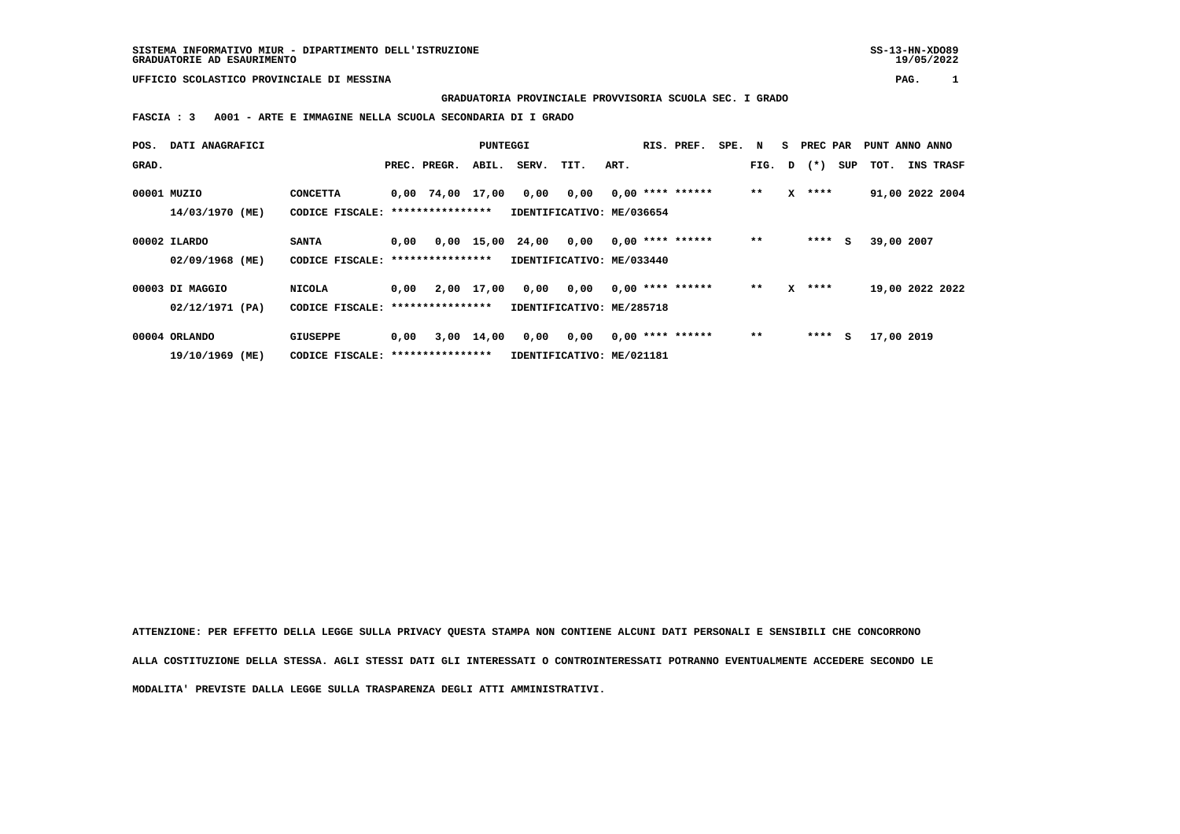SISTEMA INFORMATIVO MIUR - DIPARTIMENTO DELL'ISTRUZIONE
GRADUATORIE AD ESAURIMENTO

SS-13-HN-XDO89
19/05/2022

UFFICIO SCOLASTICO PROVINCIALE DI MESSINA

**GRADUATORIA PROVINCIALE PROVVISORIA SCUOLA SEC. I GRADO**

**FASCIA : 3   A001 - ARTE E IMMAGINE NELLA SCUOLA SECONDARIA DI I GRADO**

| POS. GRAD. | DATI ANAGRAFICI | | PREC. | PREGR. | ABIL. | SERV. | TIT. | ART. | RIS. | PREF. | SPE. | N FIG. | S D | PREC PAR (*) | SUP | PUNT TOT. | ANNO INS | ANNO TRASF |
|---|---|---|---|---|---|---|---|---|---|---|---|---|---|---|---|---|---|---|
| 00001 | MUZIO | CONCETTA | 0,00 | 74,00 | 17,00 | 0,00 | 0,00 | 0,00 | **** | ****** | | ** | X | **** | | 91,00 | 2022 | 2004 |
| | 14/03/1970 (ME) | CODICE FISCALE: **************** | IDENTIFICATIVO: ME/036654 | | | | | | | | | | | | | | | |
| 00002 | ILARDO | SANTA | 0,00 | 0,00 | 15,00 | 24,00 | 0,00 | 0,00 | **** | ****** | | ** | | **** | S | 39,00 | 2007 | |
| | 02/09/1968 (ME) | CODICE FISCALE: **************** | IDENTIFICATIVO: ME/033440 | | | | | | | | | | | | | | | |
| 00003 | DI MAGGIO | NICOLA | 0,00 | 2,00 | 17,00 | 0,00 | 0,00 | 0,00 | **** | ****** | | ** | X | **** | | 19,00 | 2022 | 2022 |
| | 02/12/1971 (PA) | CODICE FISCALE: **************** | IDENTIFICATIVO: ME/285718 | | | | | | | | | | | | | | | |
| 00004 | ORLANDO | GIUSEPPE | 0,00 | 3,00 | 14,00 | 0,00 | 0,00 | 0,00 | **** | ****** | | ** | | **** | S | 17,00 | 2019 | |
| | 19/10/1969 (ME) | CODICE FISCALE: **************** | IDENTIFICATIVO: ME/021181 | | | | | | | | | | | | | | | |

**ATTENZIONE: PER EFFETTO DELLA LEGGE SULLA PRIVACY QUESTA STAMPA NON CONTIENE ALCUNI DATI PERSONALI E SENSIBILI CHE CONCORRONO ALLA COSTITUZIONE DELLA STESSA. AGLI STESSI DATI GLI INTERESSATI O CONTROINTERESSATI POTRANNO EVENTUALMENTE ACCEDERE SECONDO LE MODALITA' PREVISTE DALLA LEGGE SULLA TRASPARENZA DEGLI ATTI AMMINISTRATIVI.**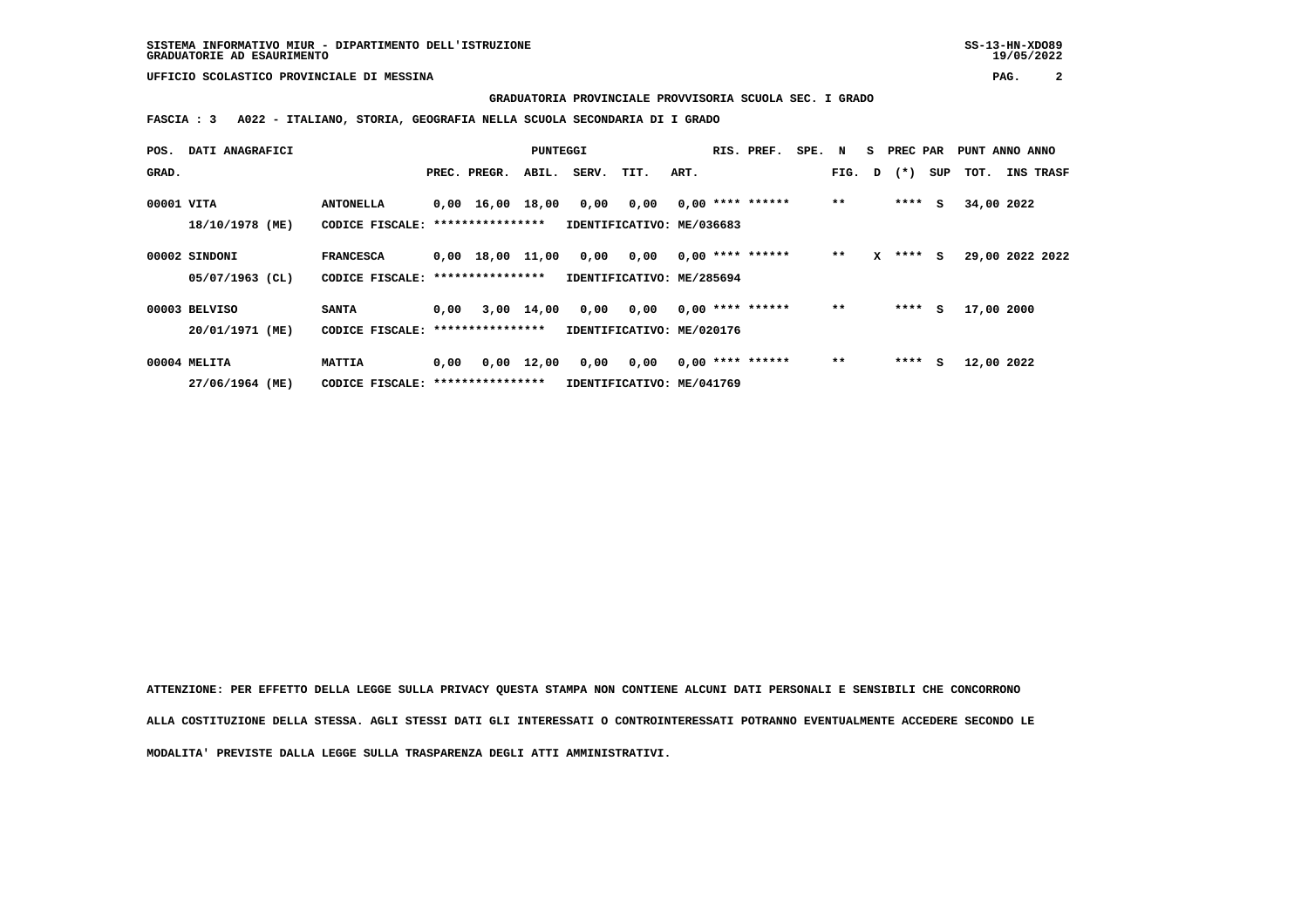UFFICIO SCOLASTICO PROVINCIALE DI MESSINA

GRADUATORIA PROVINCIALE PROVVISORIA SCUOLA SEC. I GRADO

FASCIA : 3   A022 - ITALIANO, STORIA, GEOGRAFIA NELLA SCUOLA SECONDARIA DI I GRADO

| POS. GRAD. | DATI ANAGRAFICI | | PREC. | PREGR. | ABIL. | SERV. | TIT. | ART. | RIS. | PREF. | SPE. | N FIG. | S D | PREC PAR (*) | SUP | PUNT TOT. | ANNO INS | ANNO TRASF |
|---|---|---|---|---|---|---|---|---|---|---|---|---|---|---|---|---|---|---|
| 00001 | VITA 18/10/1978 (ME) | ANTONELLA CODICE FISCALE: **************** IDENTIFICATIVO: ME/036683 | 0,00 | 16,00 | 18,00 | 0,00 | 0,00 | 0,00 | **** | ****** | | ** | | **** | S | 34,00 | 2022 | |
| 00002 | SINDONI 05/07/1963 (CL) | FRANCESCA CODICE FISCALE: **************** IDENTIFICATIVO: ME/285694 | 0,00 | 18,00 | 11,00 | 0,00 | 0,00 | 0,00 | **** | ****** | | ** | X | **** | S | 29,00 | 2022 | 2022 |
| 00003 | BELVISO 20/01/1971 (ME) | SANTA CODICE FISCALE: **************** IDENTIFICATIVO: ME/020176 | 0,00 | 3,00 | 14,00 | 0,00 | 0,00 | 0,00 | **** | ****** | | ** | | **** | S | 17,00 | 2000 | |
| 00004 | MELITA 27/06/1964 (ME) | MATTIA CODICE FISCALE: **************** IDENTIFICATIVO: ME/041769 | 0,00 | 0,00 | 12,00 | 0,00 | 0,00 | 0,00 | **** | ****** | | ** | | **** | S | 12,00 | 2022 | |

ATTENZIONE: PER EFFETTO DELLA LEGGE SULLA PRIVACY QUESTA STAMPA NON CONTIENE ALCUNI DATI PERSONALI E SENSIBILI CHE CONCORRONO ALLA COSTITUZIONE DELLA STESSA. AGLI STESSI DATI GLI INTERESSATI O CONTROINTERESSATI POTRANNO EVENTUALMENTE ACCEDERE SECONDO LE MODALITA' PREVISTE DALLA LEGGE SULLA TRASPARENZA DEGLI ATTI AMMINISTRATIVI.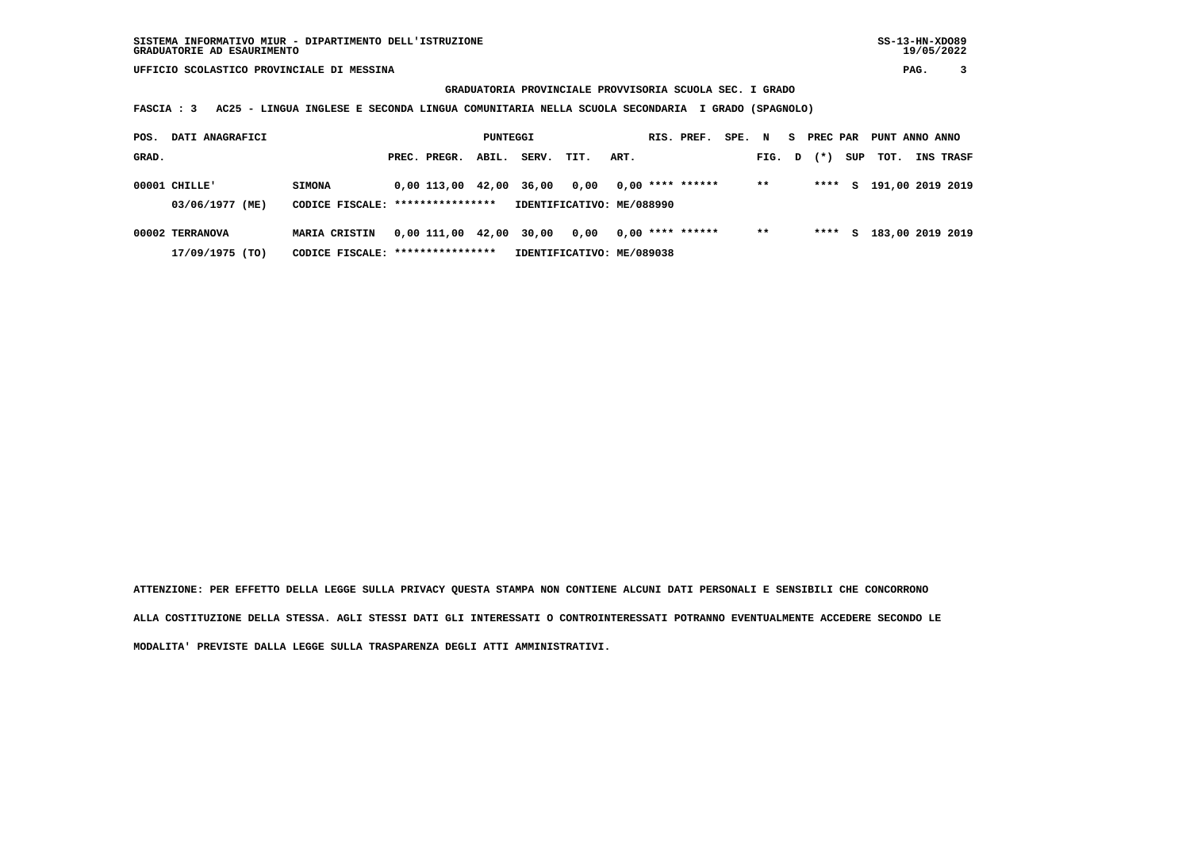SISTEMA INFORMATIVO MIUR - DIPARTIMENTO DELL'ISTRUZIONE
GRADUATORIE AD ESAURIMENTO

UFFICIO SCOLASTICO PROVINCIALE DI MESSINA

**GRADUATORIA PROVINCIALE PROVVISORIA SCUOLA SEC. I GRADO**

**FASCIA : 3 AC25 - LINGUA INGLESE E SECONDA LINGUA COMUNITARIA NELLA SCUOLA SECONDARIA I GRADO (SPAGNOLO)**

| POS. GRAD. | DATI ANAGRAFICI | | PREC. | PREGR. | ABIL. | SERV. | TIT. | ART. | RIS. | PREF. | SPE. | N FIG. | S D | PREC (*) | PAR SUP | PUNT TOT. | ANNO INS | ANNO TRASF |
|---|---|---|---|---|---|---|---|---|---|---|---|---|---|---|---|---|---|---|
| 00001 | CHILLE' | SIMONA | 0,00 | 113,00 | 42,00 | 36,00 | 0,00 | 0,00 | **** | ****** | | ** | | **** | S | 191,00 | 2019 | 2019 |
| | 03/06/1977 (ME) | CODICE FISCALE: **************** | IDENTIFICATIVO: ME/088990 | | | | | | | | | | | | | | | |
| 00002 | TERRANOVA | MARIA CRISTIN | 0,00 | 111,00 | 42,00 | 30,00 | 0,00 | 0,00 | **** | ****** | | ** | | **** | S | 183,00 | 2019 | 2019 |
| | 17/09/1975 (TO) | CODICE FISCALE: **************** | IDENTIFICATIVO: ME/089038 | | | | | | | | | | | | | | | |

ATTENZIONE: PER EFFETTO DELLA LEGGE SULLA PRIVACY QUESTA STAMPA NON CONTIENE ALCUNI DATI PERSONALI E SENSIBILI CHE CONCORRONO ALLA COSTITUZIONE DELLA STESSA. AGLI STESSI DATI GLI INTERESSATI O CONTROINTERESSATI POTRANNO EVENTUALMENTE ACCEDERE SECONDO LE MODALITA' PREVISTE DALLA LEGGE SULLA TRASPARENZA DEGLI ATTI AMMINISTRATIVI.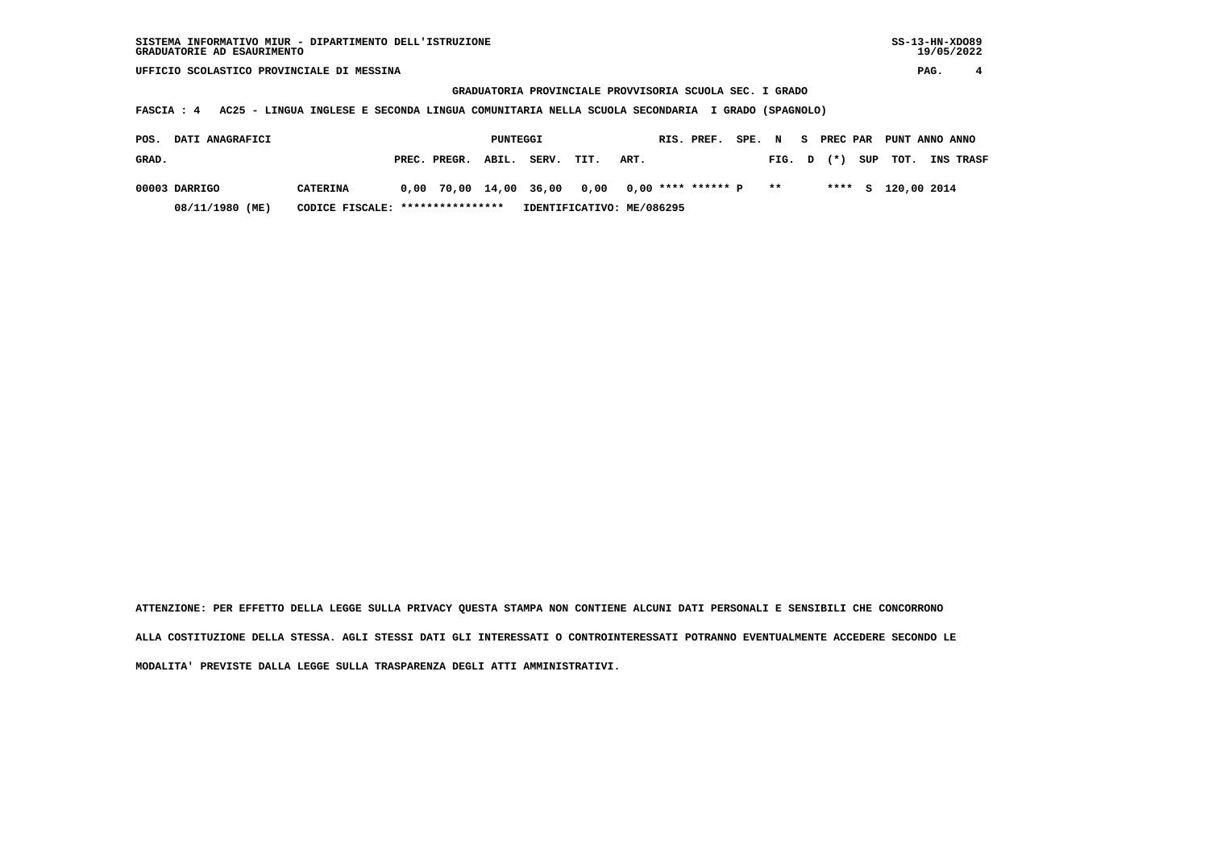SISTEMA INFORMATIVO MIUR - DIPARTIMENTO DELL'ISTRUZIONE
GRADUATORIE AD ESAURIMENTO

SS-13-HN-XDO89
19/05/2022

UFFICIO SCOLASTICO PROVINCIALE DI MESSINA

**GRADUATORIA PROVINCIALE PROVVISORIA SCUOLA SEC. I GRADO**

**FASCIA : 4 AC25 - LINGUA INGLESE E SECONDA LINGUA COMUNITARIA NELLA SCUOLA SECONDARIA I GRADO (SPAGNOLO)**

| POS. GRAD. | DATI ANAGRAFICI | | PUNTEGGI PREC. | PREGR. | ABIL. | SERV. | TIT. | ART. | RIS. | PREF. | SPE. | N FIG. | S D | PREC PAR (*) | SUP | PUNT TOT. | ANNO INS | ANNO TRASF |
|---|---|---|---|---|---|---|---|---|---|---|---|---|---|---|---|---|---|---|
| 00003 | DARRIGO | CATERINA | 0,00 | 70,00 | 14,00 | 36,00 | 0,00 | 0,00 | **** | ****** | P | ** | | **** | S | 120,00 | 2014 | |
| | 08/11/1980 (ME) | CODICE FISCALE: **************** | IDENTIFICATIVO: ME/086295 | | | | | | | | | | | | | | | |

ATTENZIONE: PER EFFETTO DELLA LEGGE SULLA PRIVACY QUESTA STAMPA NON CONTIENE ALCUNI DATI PERSONALI E SENSIBILI CHE CONCORRONO ALLA COSTITUZIONE DELLA STESSA. AGLI STESSI DATI GLI INTERESSATI O CONTROINTERESSATI POTRANNO EVENTUALMENTE ACCEDERE SECONDO LE MODALITA' PREVISTE DALLA LEGGE SULLA TRASPARENZA DEGLI ATTI AMMINISTRATIVI.